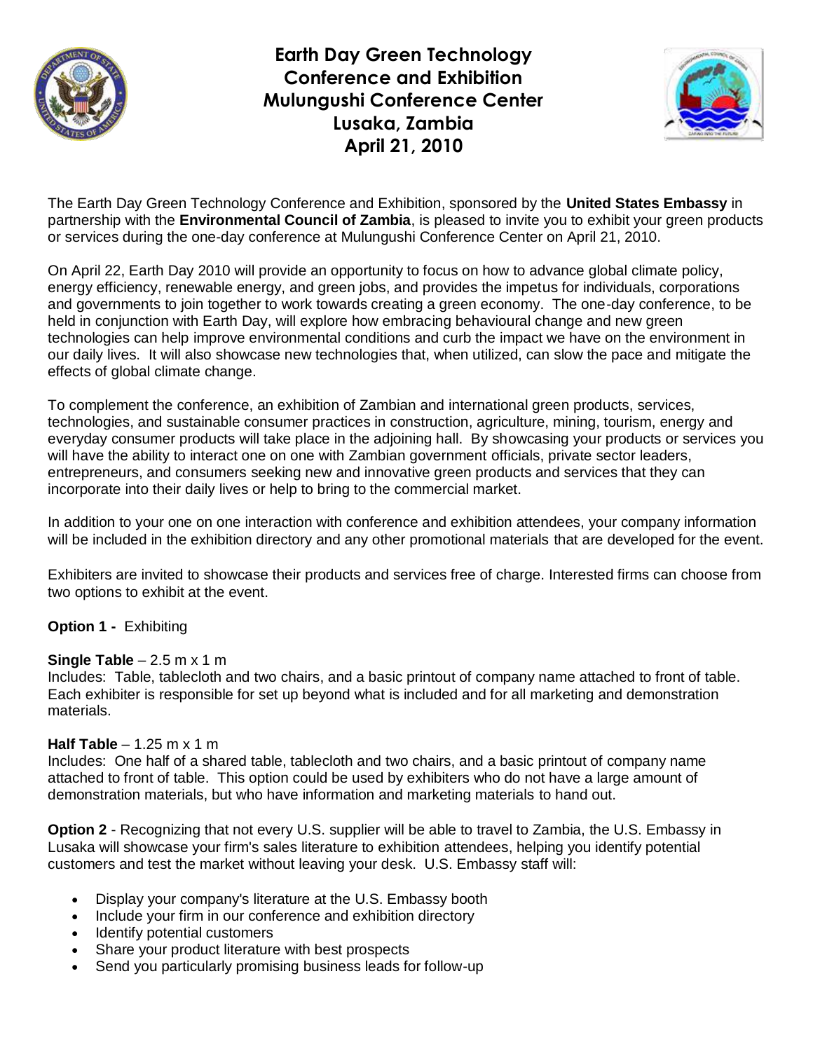# Earth Day Green Technology Conference and Exhibition Mulungushi Conference Center Lusaka, Zambia April 21, 2010

The Earth Day Green Technology Conference and Exhibition, sponsored by the **United States Embassy** in partnership with the **Environmental Council of Zambia**, is pleased to invite you to exhibit your green products or services during the one-day conference at Mulungushi Conference Center on April 21, 2010.

On April 22, Earth Day 2010 will provide an opportunity to focus on how to advance global climate policy, energy efficiency, renewable energy, and green jobs, and provides the impetus for individuals, corporations and governments to join together to work towards creating a green economy. The one-day conference, to be held in conjunction with Earth Day, will explore how embracing behavioural change and new green technologies can help improve environmental conditions and curb the impact we have on the environment in our daily lives. It will also showcase new technologies that, when utilized, can slow the pace and mitigate the effects of global climate change.

To complement the conference, an exhibition of Zambian and international green products, services, technologies, and sustainable consumer practices in construction, agriculture, mining, tourism, energy and everyday consumer products will take place in the adjoining hall. By showcasing your products or services you will have the ability to interact one on one with Zambian government officials, private sector leaders, entrepreneurs, and consumers seeking new and innovative green products and services that they can incorporate into their daily lives or help to bring to the commercial market.

In addition to your one on one interaction with conference and exhibition attendees, your company information will be included in the exhibition directory and any other promotional materials that are developed for the event.

Exhibiters are invited to showcase their products and services free of charge. Interested firms can choose from two options to exhibit at the event.

**Option 1 -** Exhibiting

**Single Table** – 2.5 m x 1 m
Includes: Table, tablecloth and two chairs, and a basic printout of company name attached to front of table. Each exhibiter is responsible for set up beyond what is included and for all marketing and demonstration materials.

**Half Table** – 1.25 m x 1 m
Includes: One half of a shared table, tablecloth and two chairs, and a basic printout of company name attached to front of table. This option could be used by exhibiters who do not have a large amount of demonstration materials, but who have information and marketing materials to hand out.

**Option 2** - Recognizing that not every U.S. supplier will be able to travel to Zambia, the U.S. Embassy in Lusaka will showcase your firm's sales literature to exhibition attendees, helping you identify potential customers and test the market without leaving your desk. U.S. Embassy staff will:

- Display your company's literature at the U.S. Embassy booth
- Include your firm in our conference and exhibition directory
- Identify potential customers
- Share your product literature with best prospects
- Send you particularly promising business leads for follow-up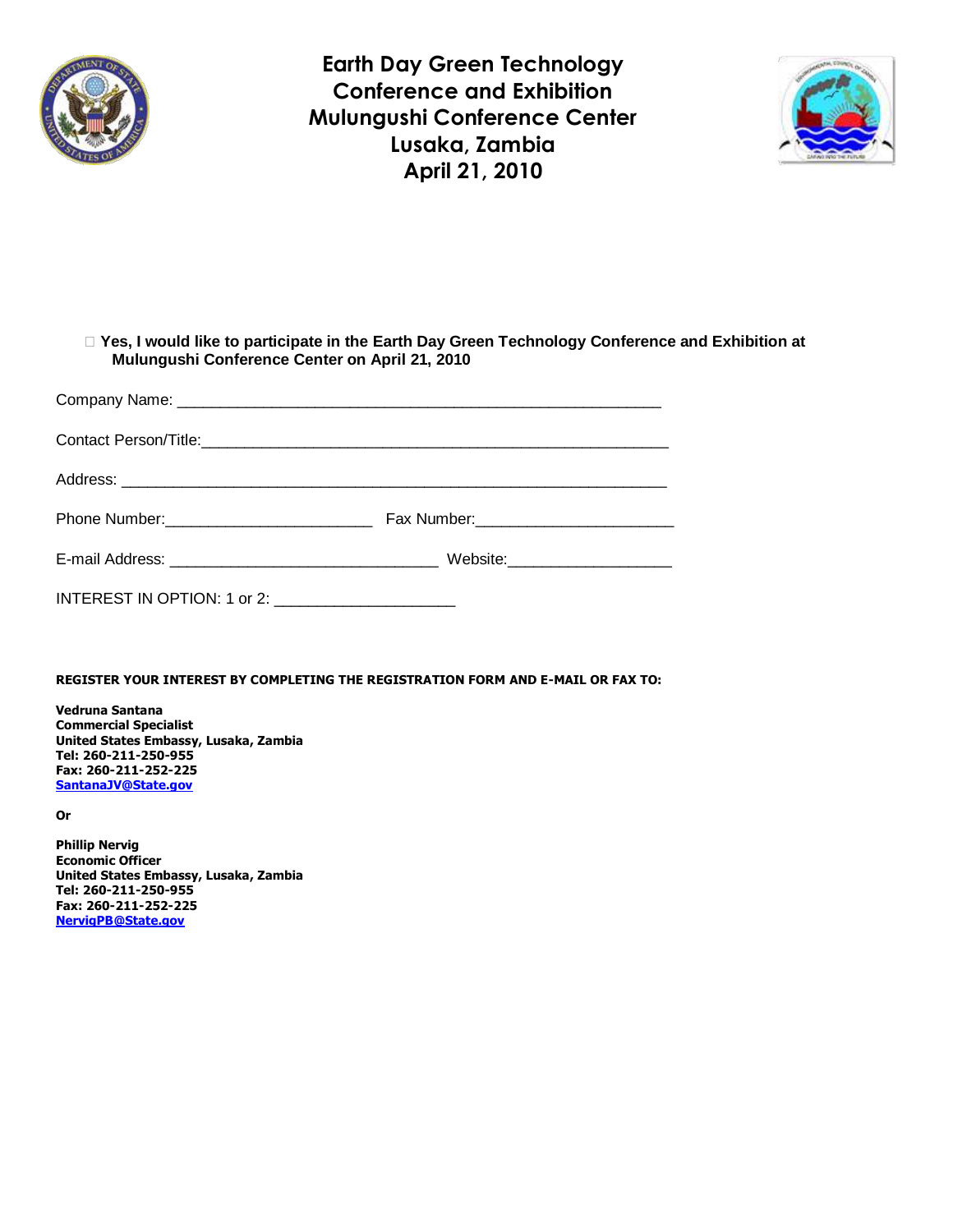# Earth Day Green Technology Conference and Exhibition Mulungushi Conference Center Lusaka, Zambia April 21, 2010

☐ **Yes, I would like to participate in the Earth Day Green Technology Conference and Exhibition at Mulungushi Conference Center on April 21, 2010**

Company Name: ___________________________________________________________

Contact Person/Title:_________________________________________________________

Address: _________________________________________________________________

Phone Number:________________________ Fax Number:_______________________

E-mail Address: _______________________________ Website:___________________

INTEREST IN OPTION: 1 or 2: _____________________

**REGISTER YOUR INTEREST BY COMPLETING THE REGISTRATION FORM AND E-MAIL OR FAX TO:**

**Vedruna Santana**
**Commercial Specialist**
**United States Embassy, Lusaka, Zambia**
**Tel: 260-211-250-955**
**Fax: 260-211-252-225**
**SantanaJV@State.gov**

**Or**

**Phillip Nervig**
**Economic Officer**
**United States Embassy, Lusaka, Zambia**
**Tel: 260-211-250-955**
**Fax: 260-211-252-225**
**NervigPB@State.gov**